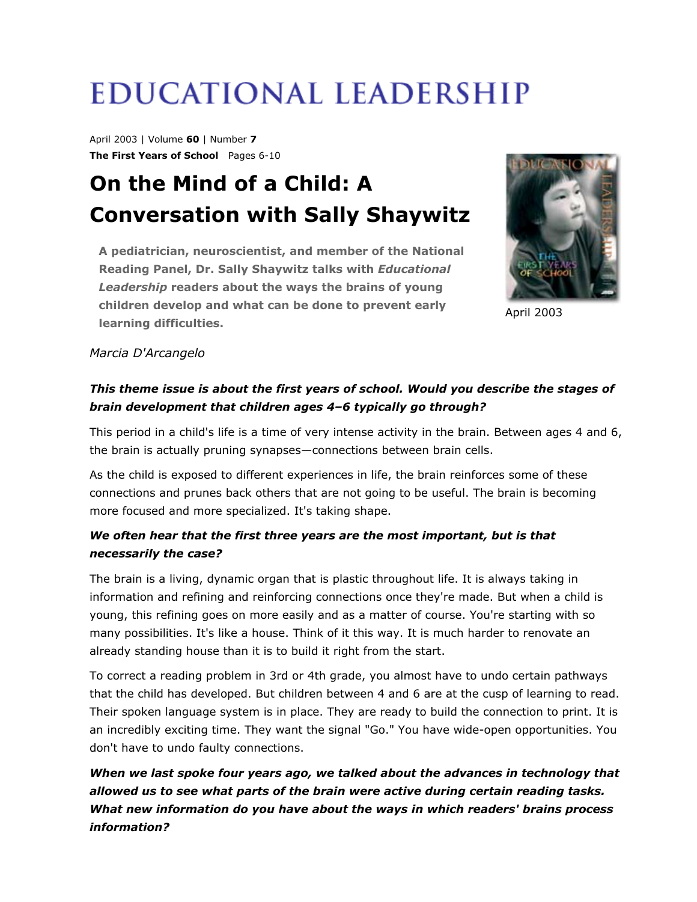# EDUCATIONAL LEADERSHIP

April 2003 | Volume **60** | Number **7**
**The First Years of School** Pages 6-10

## On the Mind of a Child: A Conversation with Sally Shaywitz

**A pediatrician, neuroscientist, and member of the National Reading Panel, Dr. Sally Shaywitz talks with *Educational Leadership* readers about the ways the brains of young children develop and what can be done to prevent early learning difficulties.**

April 2003

*Marcia D'Arcangelo*

***This theme issue is about the first years of school. Would you describe the stages of brain development that children ages 4–6 typically go through?***

This period in a child's life is a time of very intense activity in the brain. Between ages 4 and 6, the brain is actually pruning synapses—connections between brain cells.

As the child is exposed to different experiences in life, the brain reinforces some of these connections and prunes back others that are not going to be useful. The brain is becoming more focused and more specialized. It's taking shape.

***We often hear that the first three years are the most important, but is that necessarily the case?***

The brain is a living, dynamic organ that is plastic throughout life. It is always taking in information and refining and reinforcing connections once they're made. But when a child is young, this refining goes on more easily and as a matter of course. You're starting with so many possibilities. It's like a house. Think of it this way. It is much harder to renovate an already standing house than it is to build it right from the start.

To correct a reading problem in 3rd or 4th grade, you almost have to undo certain pathways that the child has developed. But children between 4 and 6 are at the cusp of learning to read. Their spoken language system is in place. They are ready to build the connection to print. It is an incredibly exciting time. They want the signal "Go." You have wide-open opportunities. You don't have to undo faulty connections.

***When we last spoke four years ago, we talked about the advances in technology that allowed us to see what parts of the brain were active during certain reading tasks. What new information do you have about the ways in which readers' brains process information?***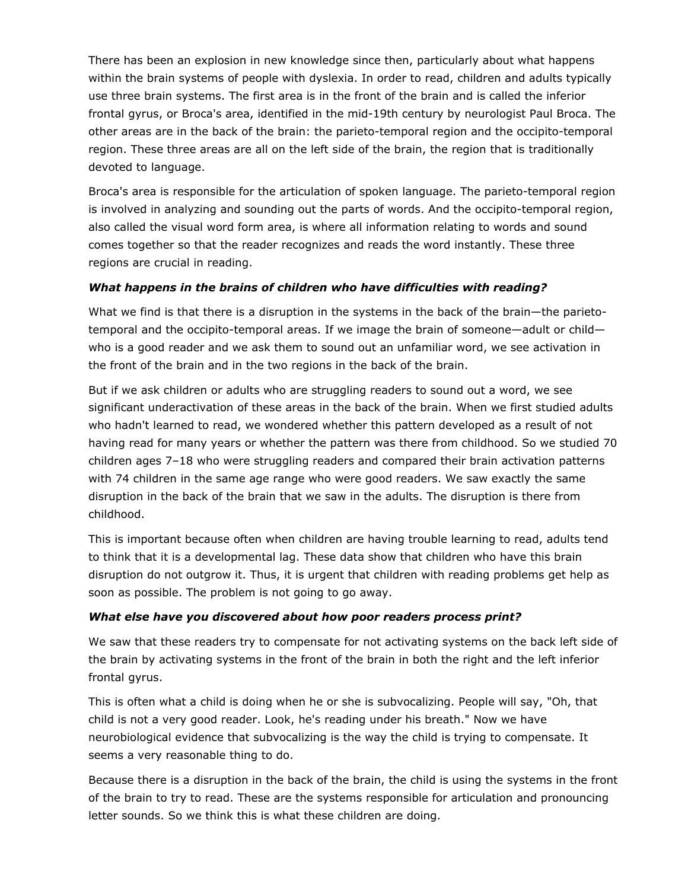There has been an explosion in new knowledge since then, particularly about what happens within the brain systems of people with dyslexia. In order to read, children and adults typically use three brain systems. The first area is in the front of the brain and is called the inferior frontal gyrus, or Broca's area, identified in the mid-19th century by neurologist Paul Broca. The other areas are in the back of the brain: the parieto-temporal region and the occipito-temporal region. These three areas are all on the left side of the brain, the region that is traditionally devoted to language.

Broca's area is responsible for the articulation of spoken language. The parieto-temporal region is involved in analyzing and sounding out the parts of words. And the occipito-temporal region, also called the visual word form area, is where all information relating to words and sound comes together so that the reader recognizes and reads the word instantly. These three regions are crucial in reading.

***What happens in the brains of children who have difficulties with reading?***

What we find is that there is a disruption in the systems in the back of the brain—the parieto-temporal and the occipito-temporal areas. If we image the brain of someone—adult or child—who is a good reader and we ask them to sound out an unfamiliar word, we see activation in the front of the brain and in the two regions in the back of the brain.

But if we ask children or adults who are struggling readers to sound out a word, we see significant underactivation of these areas in the back of the brain. When we first studied adults who hadn't learned to read, we wondered whether this pattern developed as a result of not having read for many years or whether the pattern was there from childhood. So we studied 70 children ages 7–18 who were struggling readers and compared their brain activation patterns with 74 children in the same age range who were good readers. We saw exactly the same disruption in the back of the brain that we saw in the adults. The disruption is there from childhood.

This is important because often when children are having trouble learning to read, adults tend to think that it is a developmental lag. These data show that children who have this brain disruption do not outgrow it. Thus, it is urgent that children with reading problems get help as soon as possible. The problem is not going to go away.

***What else have you discovered about how poor readers process print?***

We saw that these readers try to compensate for not activating systems on the back left side of the brain by activating systems in the front of the brain in both the right and the left inferior frontal gyrus.

This is often what a child is doing when he or she is subvocalizing. People will say, "Oh, that child is not a very good reader. Look, he's reading under his breath." Now we have neurobiological evidence that subvocalizing is the way the child is trying to compensate. It seems a very reasonable thing to do.

Because there is a disruption in the back of the brain, the child is using the systems in the front of the brain to try to read. These are the systems responsible for articulation and pronouncing letter sounds. So we think this is what these children are doing.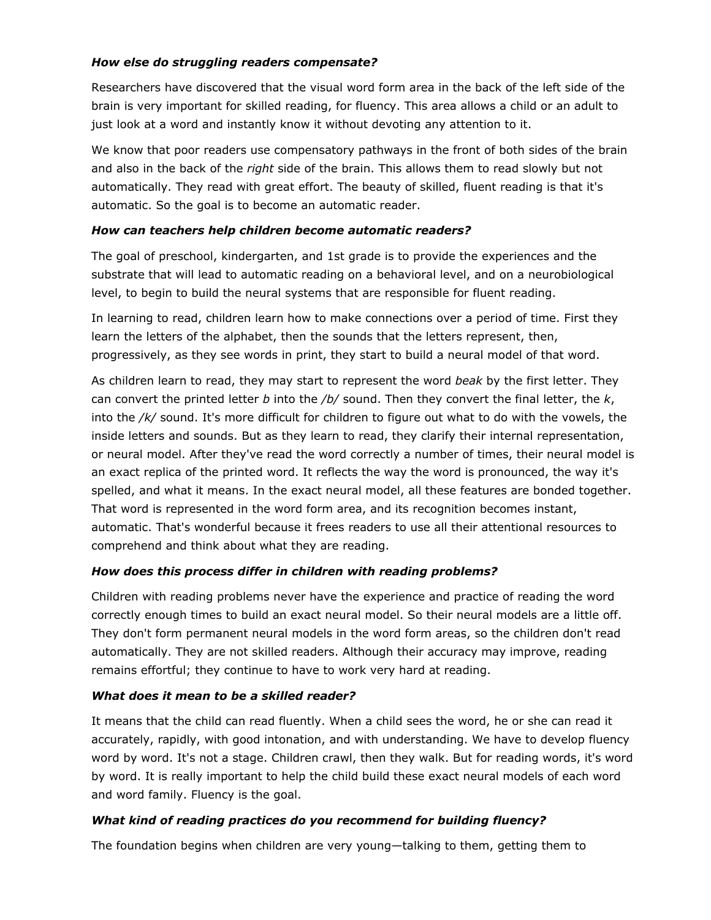***How else do struggling readers compensate?***

Researchers have discovered that the visual word form area in the back of the left side of the brain is very important for skilled reading, for fluency. This area allows a child or an adult to just look at a word and instantly know it without devoting any attention to it.

We know that poor readers use compensatory pathways in the front of both sides of the brain and also in the back of the *right* side of the brain. This allows them to read slowly but not automatically. They read with great effort. The beauty of skilled, fluent reading is that it's automatic. So the goal is to become an automatic reader.

***How can teachers help children become automatic readers?***

The goal of preschool, kindergarten, and 1st grade is to provide the experiences and the substrate that will lead to automatic reading on a behavioral level, and on a neurobiological level, to begin to build the neural systems that are responsible for fluent reading.

In learning to read, children learn how to make connections over a period of time. First they learn the letters of the alphabet, then the sounds that the letters represent, then, progressively, as they see words in print, they start to build a neural model of that word.

As children learn to read, they may start to represent the word *beak* by the first letter. They can convert the printed letter *b* into the */b/* sound. Then they convert the final letter, the *k*, into the */k/* sound. It's more difficult for children to figure out what to do with the vowels, the inside letters and sounds. But as they learn to read, they clarify their internal representation, or neural model. After they've read the word correctly a number of times, their neural model is an exact replica of the printed word. It reflects the way the word is pronounced, the way it's spelled, and what it means. In the exact neural model, all these features are bonded together. That word is represented in the word form area, and its recognition becomes instant, automatic. That's wonderful because it frees readers to use all their attentional resources to comprehend and think about what they are reading.

***How does this process differ in children with reading problems?***

Children with reading problems never have the experience and practice of reading the word correctly enough times to build an exact neural model. So their neural models are a little off. They don't form permanent neural models in the word form areas, so the children don't read automatically. They are not skilled readers. Although their accuracy may improve, reading remains effortful; they continue to have to work very hard at reading.

***What does it mean to be a skilled reader?***

It means that the child can read fluently. When a child sees the word, he or she can read it accurately, rapidly, with good intonation, and with understanding. We have to develop fluency word by word. It's not a stage. Children crawl, then they walk. But for reading words, it's word by word. It is really important to help the child build these exact neural models of each word and word family. Fluency is the goal.

***What kind of reading practices do you recommend for building fluency?***

The foundation begins when children are very young—talking to them, getting them to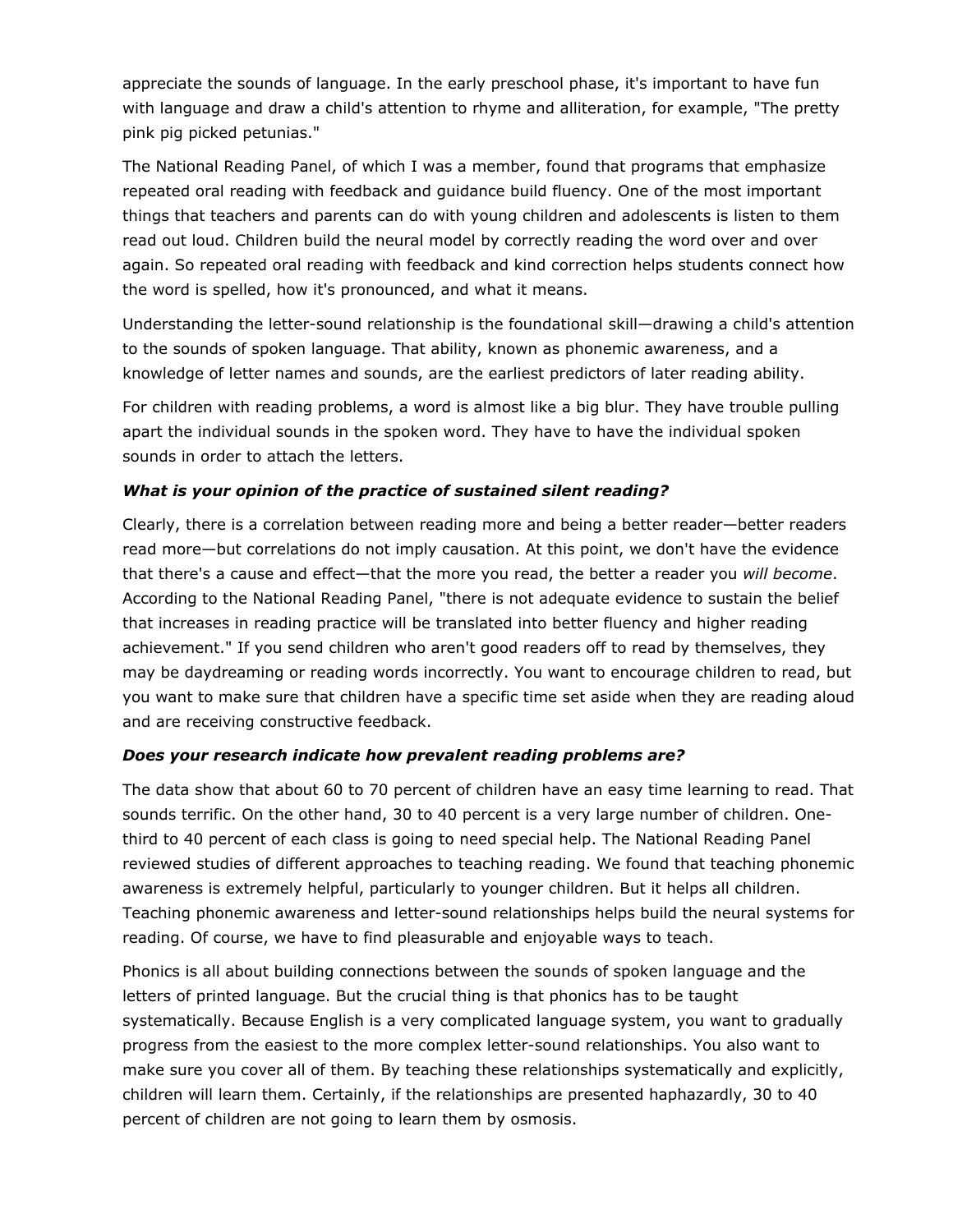appreciate the sounds of language. In the early preschool phase, it's important to have fun with language and draw a child's attention to rhyme and alliteration, for example, "The pretty pink pig picked petunias."

The National Reading Panel, of which I was a member, found that programs that emphasize repeated oral reading with feedback and guidance build fluency. One of the most important things that teachers and parents can do with young children and adolescents is listen to them read out loud. Children build the neural model by correctly reading the word over and over again. So repeated oral reading with feedback and kind correction helps students connect how the word is spelled, how it's pronounced, and what it means.

Understanding the letter-sound relationship is the foundational skill—drawing a child's attention to the sounds of spoken language. That ability, known as phonemic awareness, and a knowledge of letter names and sounds, are the earliest predictors of later reading ability.

For children with reading problems, a word is almost like a big blur. They have trouble pulling apart the individual sounds in the spoken word. They have to have the individual spoken sounds in order to attach the letters.

***What is your opinion of the practice of sustained silent reading?***

Clearly, there is a correlation between reading more and being a better reader—better readers read more—but correlations do not imply causation. At this point, we don't have the evidence that there's a cause and effect—that the more you read, the better a reader you *will become*. According to the National Reading Panel, "there is not adequate evidence to sustain the belief that increases in reading practice will be translated into better fluency and higher reading achievement." If you send children who aren't good readers off to read by themselves, they may be daydreaming or reading words incorrectly. You want to encourage children to read, but you want to make sure that children have a specific time set aside when they are reading aloud and are receiving constructive feedback.

***Does your research indicate how prevalent reading problems are?***

The data show that about 60 to 70 percent of children have an easy time learning to read. That sounds terrific. On the other hand, 30 to 40 percent is a very large number of children. One-third to 40 percent of each class is going to need special help. The National Reading Panel reviewed studies of different approaches to teaching reading. We found that teaching phonemic awareness is extremely helpful, particularly to younger children. But it helps all children. Teaching phonemic awareness and letter-sound relationships helps build the neural systems for reading. Of course, we have to find pleasurable and enjoyable ways to teach.

Phonics is all about building connections between the sounds of spoken language and the letters of printed language. But the crucial thing is that phonics has to be taught systematically. Because English is a very complicated language system, you want to gradually progress from the easiest to the more complex letter-sound relationships. You also want to make sure you cover all of them. By teaching these relationships systematically and explicitly, children will learn them. Certainly, if the relationships are presented haphazardly, 30 to 40 percent of children are not going to learn them by osmosis.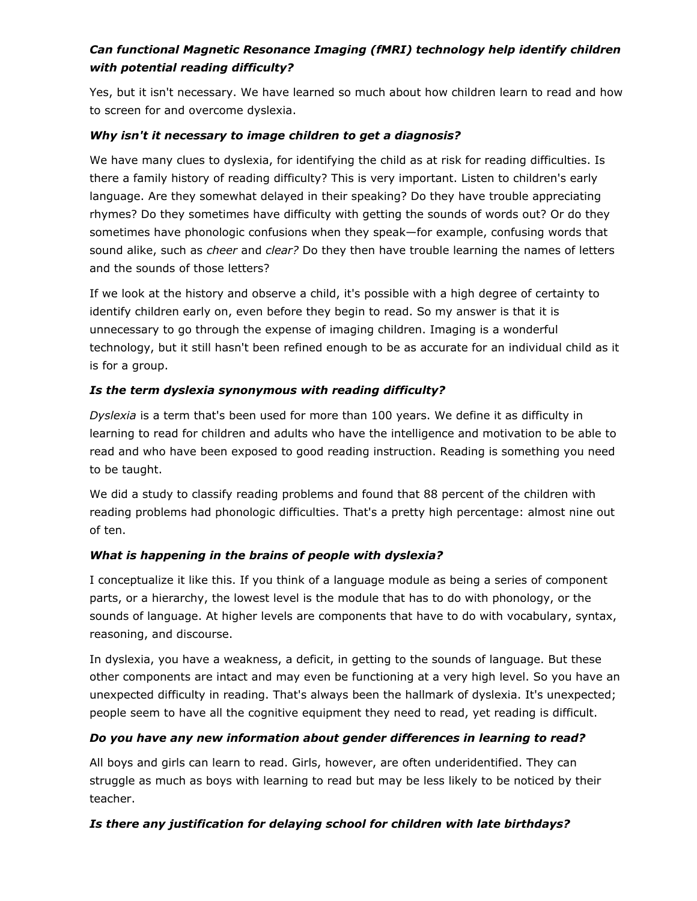***Can functional Magnetic Resonance Imaging (fMRI) technology help identify children with potential reading difficulty?***

Yes, but it isn't necessary. We have learned so much about how children learn to read and how to screen for and overcome dyslexia.

***Why isn't it necessary to image children to get a diagnosis?***

We have many clues to dyslexia, for identifying the child as at risk for reading difficulties. Is there a family history of reading difficulty? This is very important. Listen to children's early language. Are they somewhat delayed in their speaking? Do they have trouble appreciating rhymes? Do they sometimes have difficulty with getting the sounds of words out? Or do they sometimes have phonologic confusions when they speak—for example, confusing words that sound alike, such as *cheer* and *clear?* Do they then have trouble learning the names of letters and the sounds of those letters?

If we look at the history and observe a child, it's possible with a high degree of certainty to identify children early on, even before they begin to read. So my answer is that it is unnecessary to go through the expense of imaging children. Imaging is a wonderful technology, but it still hasn't been refined enough to be as accurate for an individual child as it is for a group.

***Is the term dyslexia synonymous with reading difficulty?***

*Dyslexia* is a term that's been used for more than 100 years. We define it as difficulty in learning to read for children and adults who have the intelligence and motivation to be able to read and who have been exposed to good reading instruction. Reading is something you need to be taught.

We did a study to classify reading problems and found that 88 percent of the children with reading problems had phonologic difficulties. That's a pretty high percentage: almost nine out of ten.

***What is happening in the brains of people with dyslexia?***

I conceptualize it like this. If you think of a language module as being a series of component parts, or a hierarchy, the lowest level is the module that has to do with phonology, or the sounds of language. At higher levels are components that have to do with vocabulary, syntax, reasoning, and discourse.

In dyslexia, you have a weakness, a deficit, in getting to the sounds of language. But these other components are intact and may even be functioning at a very high level. So you have an unexpected difficulty in reading. That's always been the hallmark of dyslexia. It's unexpected; people seem to have all the cognitive equipment they need to read, yet reading is difficult.

***Do you have any new information about gender differences in learning to read?***

All boys and girls can learn to read. Girls, however, are often underidentified. They can struggle as much as boys with learning to read but may be less likely to be noticed by their teacher.

***Is there any justification for delaying school for children with late birthdays?***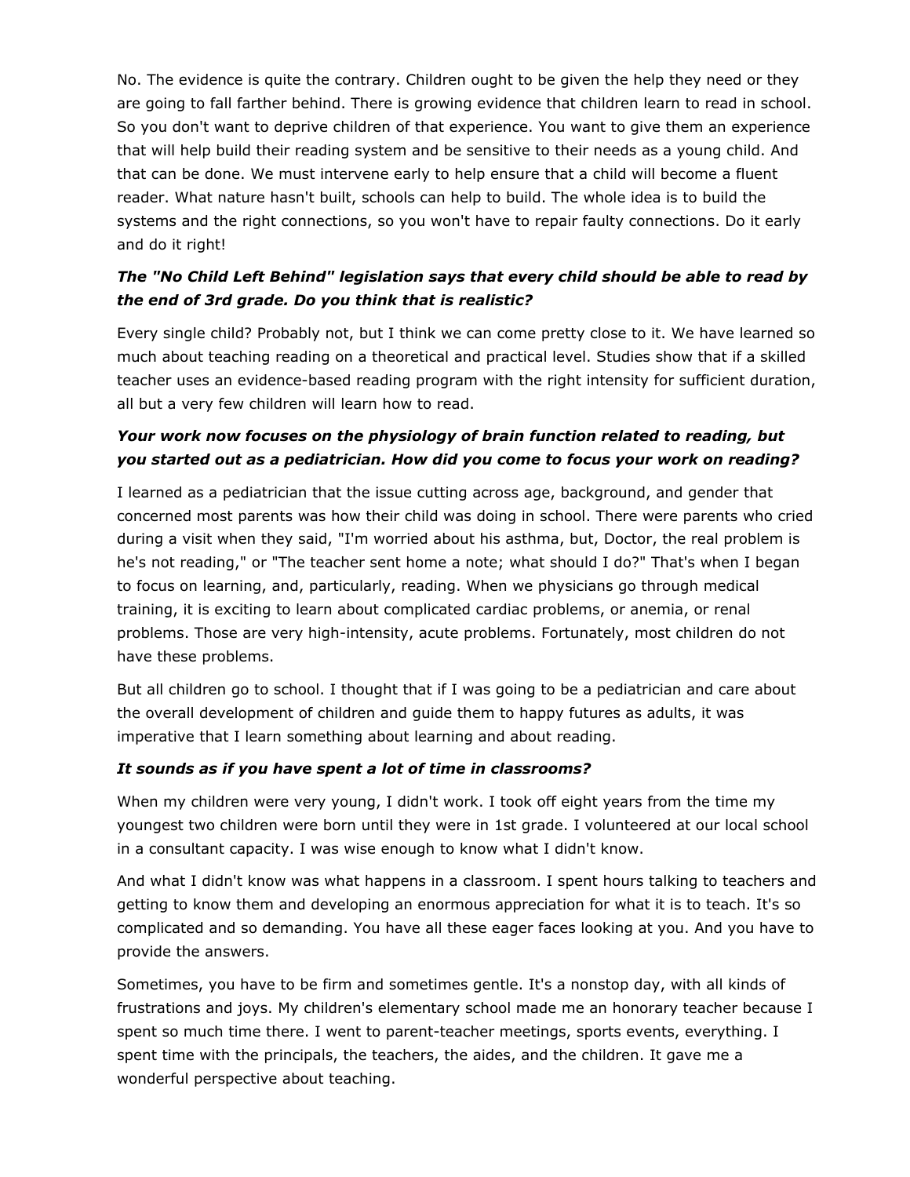No. The evidence is quite the contrary. Children ought to be given the help they need or they are going to fall farther behind. There is growing evidence that children learn to read in school. So you don't want to deprive children of that experience. You want to give them an experience that will help build their reading system and be sensitive to their needs as a young child. And that can be done. We must intervene early to help ensure that a child will become a fluent reader. What nature hasn't built, schools can help to build. The whole idea is to build the systems and the right connections, so you won't have to repair faulty connections. Do it early and do it right!

***The "No Child Left Behind" legislation says that every child should be able to read by the end of 3rd grade. Do you think that is realistic?***

Every single child? Probably not, but I think we can come pretty close to it. We have learned so much about teaching reading on a theoretical and practical level. Studies show that if a skilled teacher uses an evidence-based reading program with the right intensity for sufficient duration, all but a very few children will learn how to read.

***Your work now focuses on the physiology of brain function related to reading, but you started out as a pediatrician. How did you come to focus your work on reading?***

I learned as a pediatrician that the issue cutting across age, background, and gender that concerned most parents was how their child was doing in school. There were parents who cried during a visit when they said, "I'm worried about his asthma, but, Doctor, the real problem is he's not reading," or "The teacher sent home a note; what should I do?" That's when I began to focus on learning, and, particularly, reading. When we physicians go through medical training, it is exciting to learn about complicated cardiac problems, or anemia, or renal problems. Those are very high-intensity, acute problems. Fortunately, most children do not have these problems.

But all children go to school. I thought that if I was going to be a pediatrician and care about the overall development of children and guide them to happy futures as adults, it was imperative that I learn something about learning and about reading.

***It sounds as if you have spent a lot of time in classrooms?***

When my children were very young, I didn't work. I took off eight years from the time my youngest two children were born until they were in 1st grade. I volunteered at our local school in a consultant capacity. I was wise enough to know what I didn't know.

And what I didn't know was what happens in a classroom. I spent hours talking to teachers and getting to know them and developing an enormous appreciation for what it is to teach. It's so complicated and so demanding. You have all these eager faces looking at you. And you have to provide the answers.

Sometimes, you have to be firm and sometimes gentle. It's a nonstop day, with all kinds of frustrations and joys. My children's elementary school made me an honorary teacher because I spent so much time there. I went to parent-teacher meetings, sports events, everything. I spent time with the principals, the teachers, the aides, and the children. It gave me a wonderful perspective about teaching.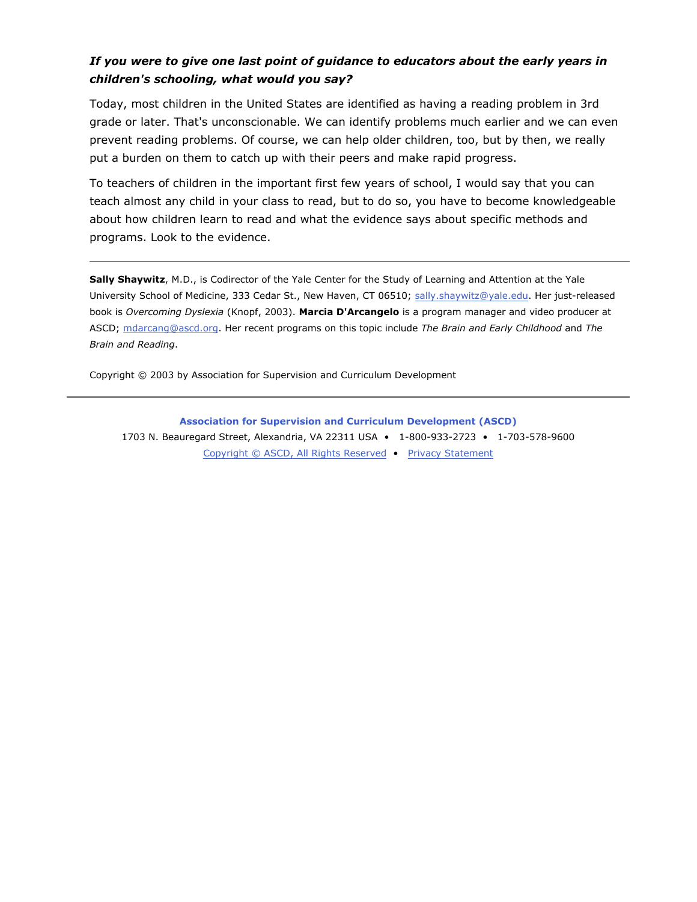***If you were to give one last point of guidance to educators about the early years in children's schooling, what would you say?***

Today, most children in the United States are identified as having a reading problem in 3rd grade or later. That's unconscionable. We can identify problems much earlier and we can even prevent reading problems. Of course, we can help older children, too, but by then, we really put a burden on them to catch up with their peers and make rapid progress.

To teachers of children in the important first few years of school, I would say that you can teach almost any child in your class to read, but to do so, you have to become knowledgeable about how children learn to read and what the evidence says about specific methods and programs. Look to the evidence.

---

**Sally Shaywitz**, M.D., is Codirector of the Yale Center for the Study of Learning and Attention at the Yale University School of Medicine, 333 Cedar St., New Haven, CT 06510; sally.shaywitz@yale.edu. Her just-released book is *Overcoming Dyslexia* (Knopf, 2003). **Marcia D'Arcangelo** is a program manager and video producer at ASCD; mdarcang@ascd.org. Her recent programs on this topic include *The Brain and Early Childhood* and *The Brain and Reading*.

Copyright © 2003 by Association for Supervision and Curriculum Development

---

**Association for Supervision and Curriculum Development (ASCD)**
1703 N. Beauregard Street, Alexandria, VA 22311 USA • 1-800-933-2723 • 1-703-578-9600
Copyright © ASCD, All Rights Reserved • Privacy Statement